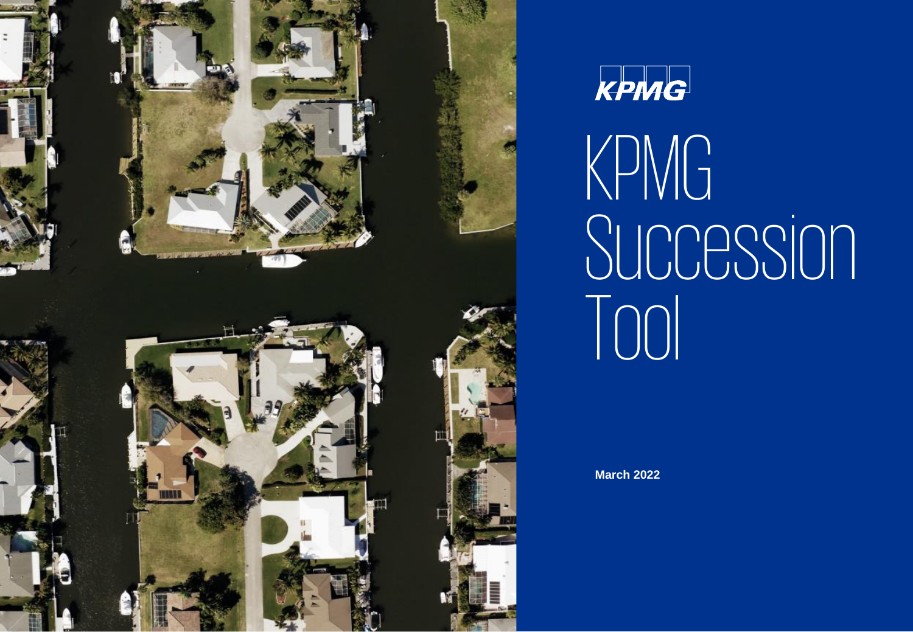KPMG

# KPMG Succession Tool

**March 2022**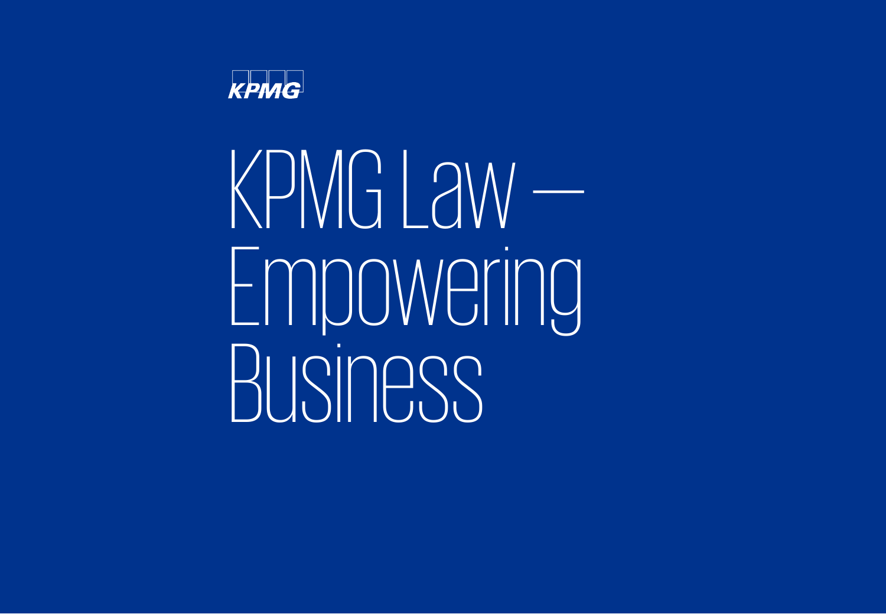KPMG

# KPMG Law — Empowering Business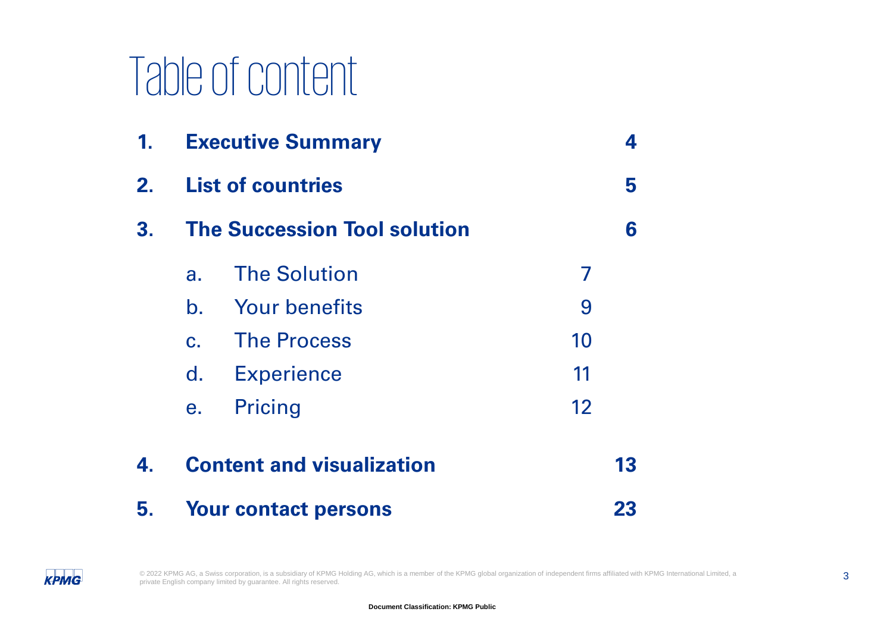# Table of content

| | | | |
|---|---|---|---|
| **1.** | **Executive Summary** | | **4** |
| **2.** | **List of countries** | | **5** |
| **3.** | **The Succession Tool solution** | | **6** |
| | a. The Solution | 7 | |
| | b. Your benefits | 9 | |
| | c. The Process | 10 | |
| | d. Experience | 11 | |
| | e. Pricing | 12 | |
| **4.** | **Content and visualization** | | **13** |
| **5.** | **Your contact persons** | | **23** |

© 2022 KPMG AG, a Swiss corporation, is a subsidiary of KPMG Holding AG, which is a member of the KPMG global organization of independent firms affiliated with KPMG International Limited, a private English company limited by guarantee. All rights reserved.

Document Classification: KPMG Public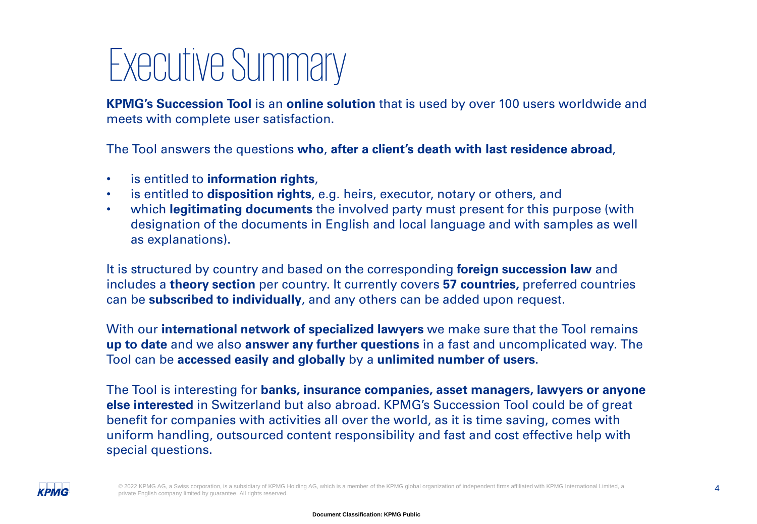# Executive Summary

**KPMG's Succession Tool** is an **online solution** that is used by over 100 users worldwide and meets with complete user satisfaction.

The Tool answers the questions **who**, **after a client's death with last residence abroad**,

- is entitled to **information rights**,
- is entitled to **disposition rights**, e.g. heirs, executor, notary or others, and
- which **legitimating documents** the involved party must present for this purpose (with designation of the documents in English and local language and with samples as well as explanations).

It is structured by country and based on the corresponding **foreign succession law** and includes a **theory section** per country. It currently covers **57 countries,** preferred countries can be **subscribed to individually**, and any others can be added upon request.

With our **international network of specialized lawyers** we make sure that the Tool remains **up to date** and we also **answer any further questions** in a fast and uncomplicated way. The Tool can be **accessed easily and globally** by a **unlimited number of users**.

The Tool is interesting for **banks, insurance companies, asset managers, lawyers or anyone else interested** in Switzerland but also abroad. KPMG's Succession Tool could be of great benefit for companies with activities all over the world, as it is time saving, comes with uniform handling, outsourced content responsibility and fast and cost effective help with special questions.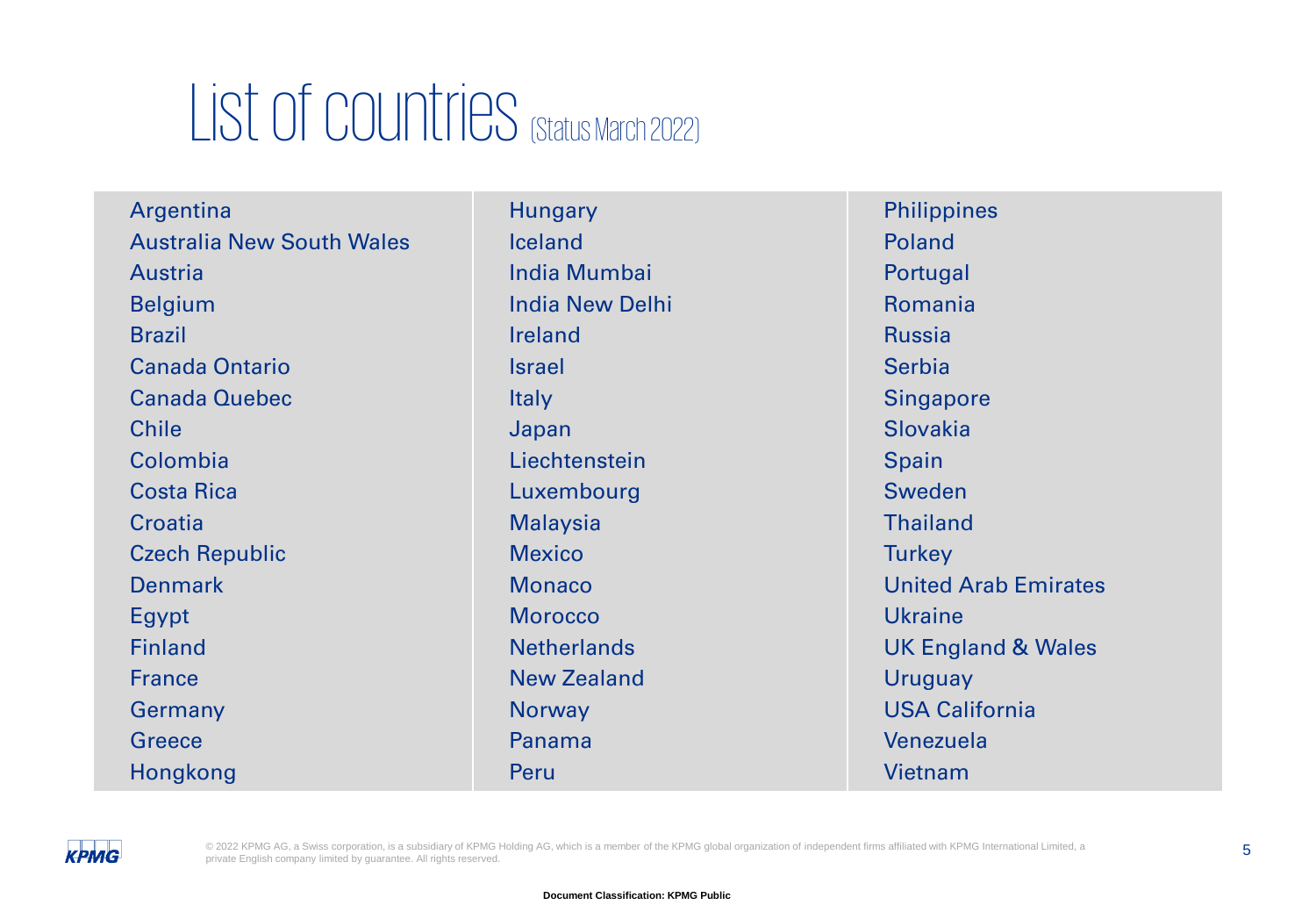# List of countries (Status March 2022)

| | | |
|---|---|---|
| Argentina | Hungary | Philippines |
| Australia New South Wales | Iceland | Poland |
| Austria | India Mumbai | Portugal |
| Belgium | India New Delhi | Romania |
| Brazil | Ireland | Russia |
| Canada Ontario | Israel | Serbia |
| Canada Quebec | Italy | Singapore |
| Chile | Japan | Slovakia |
| Colombia | Liechtenstein | Spain |
| Costa Rica | Luxembourg | Sweden |
| Croatia | Malaysia | Thailand |
| Czech Republic | Mexico | Turkey |
| Denmark | Monaco | United Arab Emirates |
| Egypt | Morocco | Ukraine |
| Finland | Netherlands | UK England & Wales |
| France | New Zealand | Uruguay |
| Germany | Norway | USA California |
| Greece | Panama | Venezuela |
| Hongkong | Peru | Vietnam |

© 2022 KPMG AG, a Swiss corporation, is a subsidiary of KPMG Holding AG, which is a member of the KPMG global organization of independent firms affiliated with KPMG International Limited, a private English company limited by guarantee. All rights reserved.

**Document Classification: KPMG Public**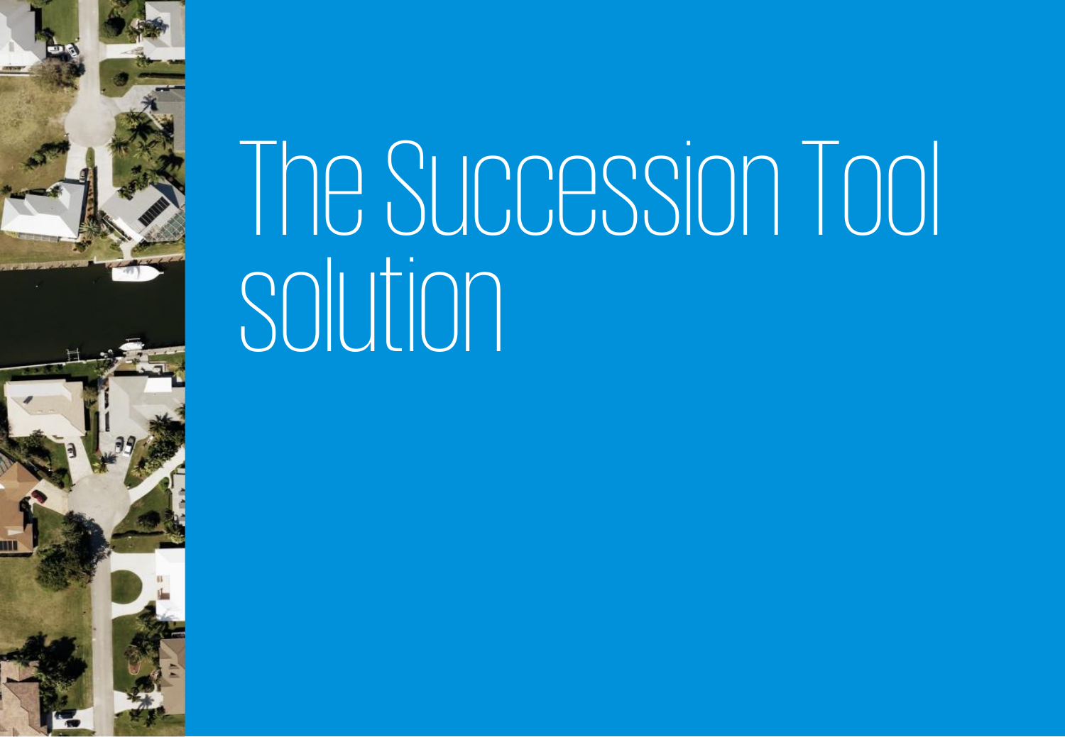# The Succession Tool solution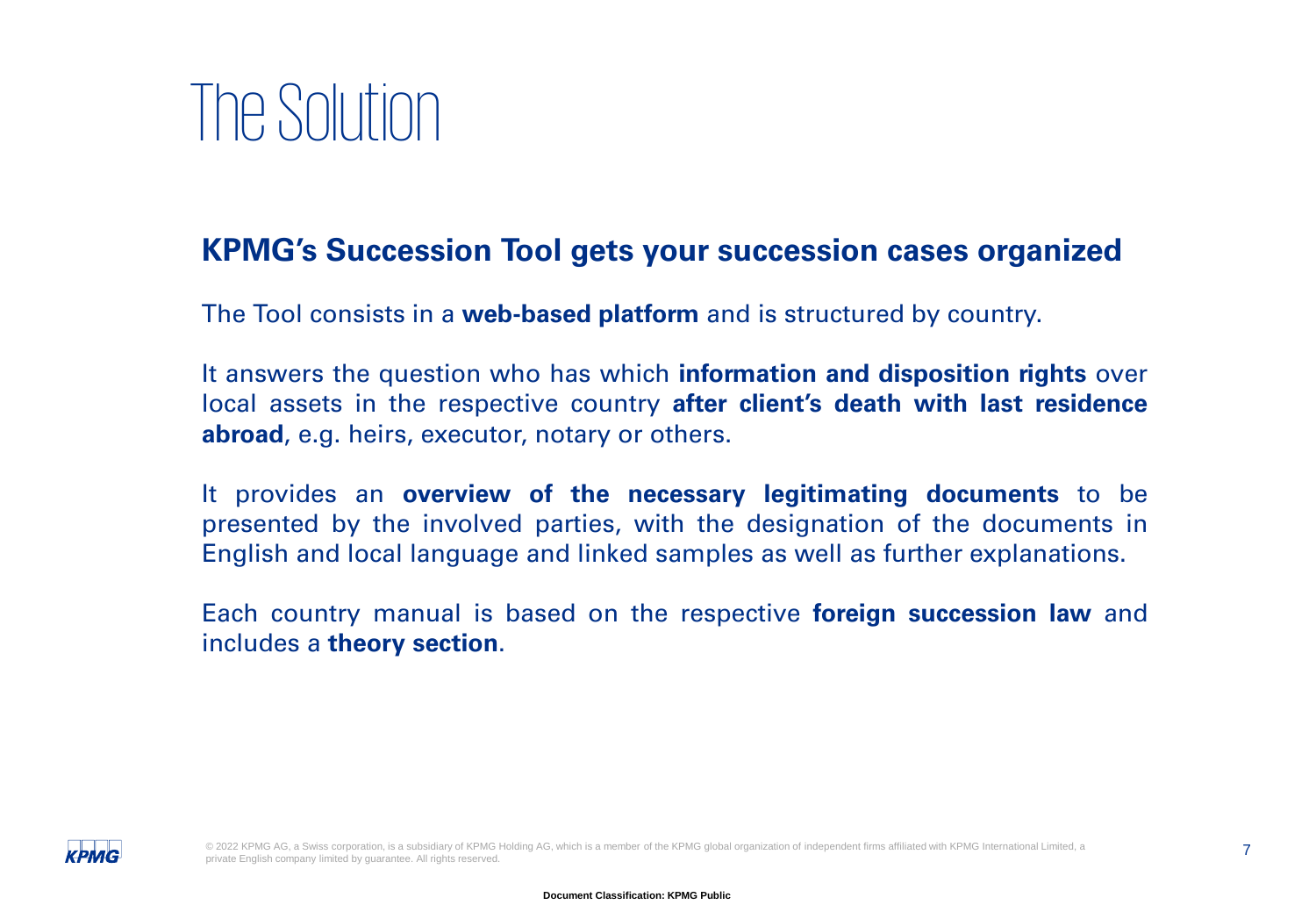# The Solution

## KPMG's Succession Tool gets your succession cases organized

The Tool consists in a **web-based platform** and is structured by country.

It answers the question who has which **information and disposition rights** over local assets in the respective country **after client's death with last residence abroad**, e.g. heirs, executor, notary or others.

It provides an **overview of the necessary legitimating documents** to be presented by the involved parties, with the designation of the documents in English and local language and linked samples as well as further explanations.

Each country manual is based on the respective **foreign succession law** and includes a **theory section**.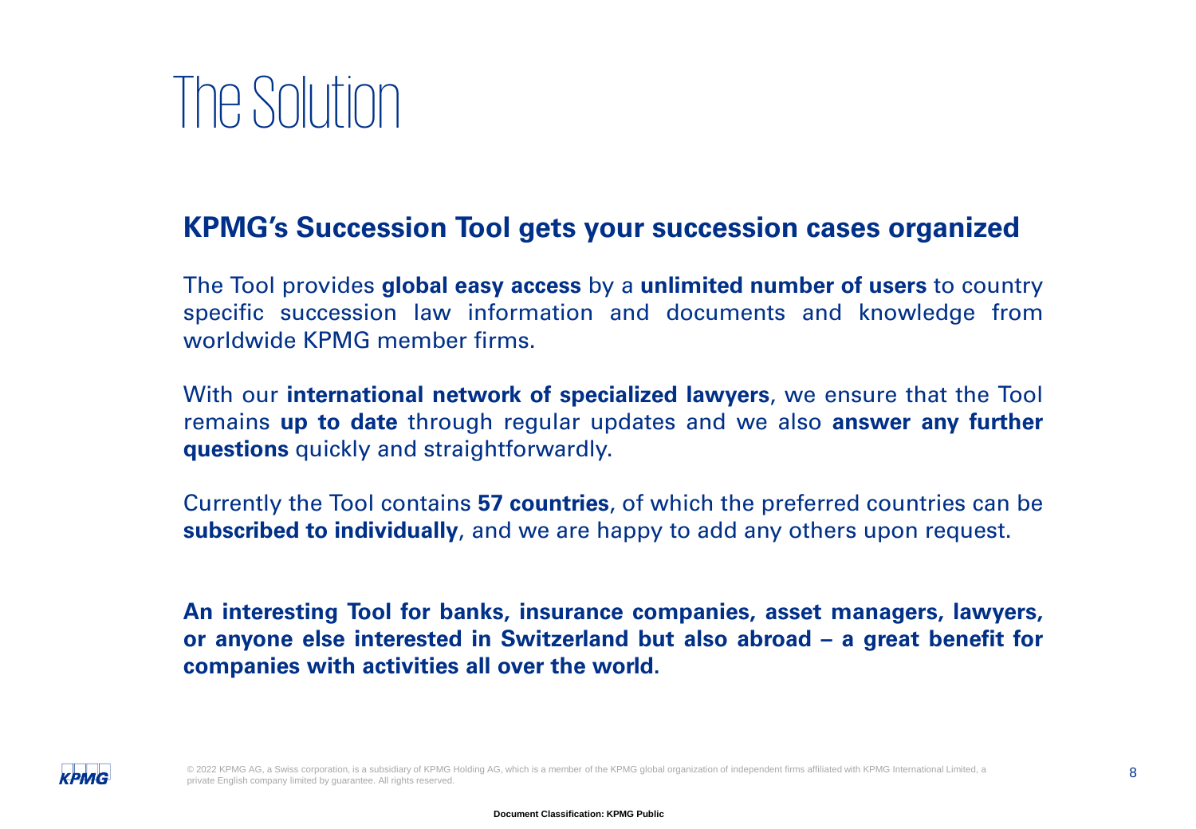# The Solution

## KPMG's Succession Tool gets your succession cases organized

The Tool provides **global easy access** by a **unlimited number of users** to country specific succession law information and documents and knowledge from worldwide KPMG member firms.

With our **international network of specialized lawyers**, we ensure that the Tool remains **up to date** through regular updates and we also **answer any further questions** quickly and straightforwardly.

Currently the Tool contains **57 countries**, of which the preferred countries can be **subscribed to individually**, and we are happy to add any others upon request.

**An interesting Tool for banks, insurance companies, asset managers, lawyers, or anyone else interested in Switzerland but also abroad – a great benefit for companies with activities all over the world.**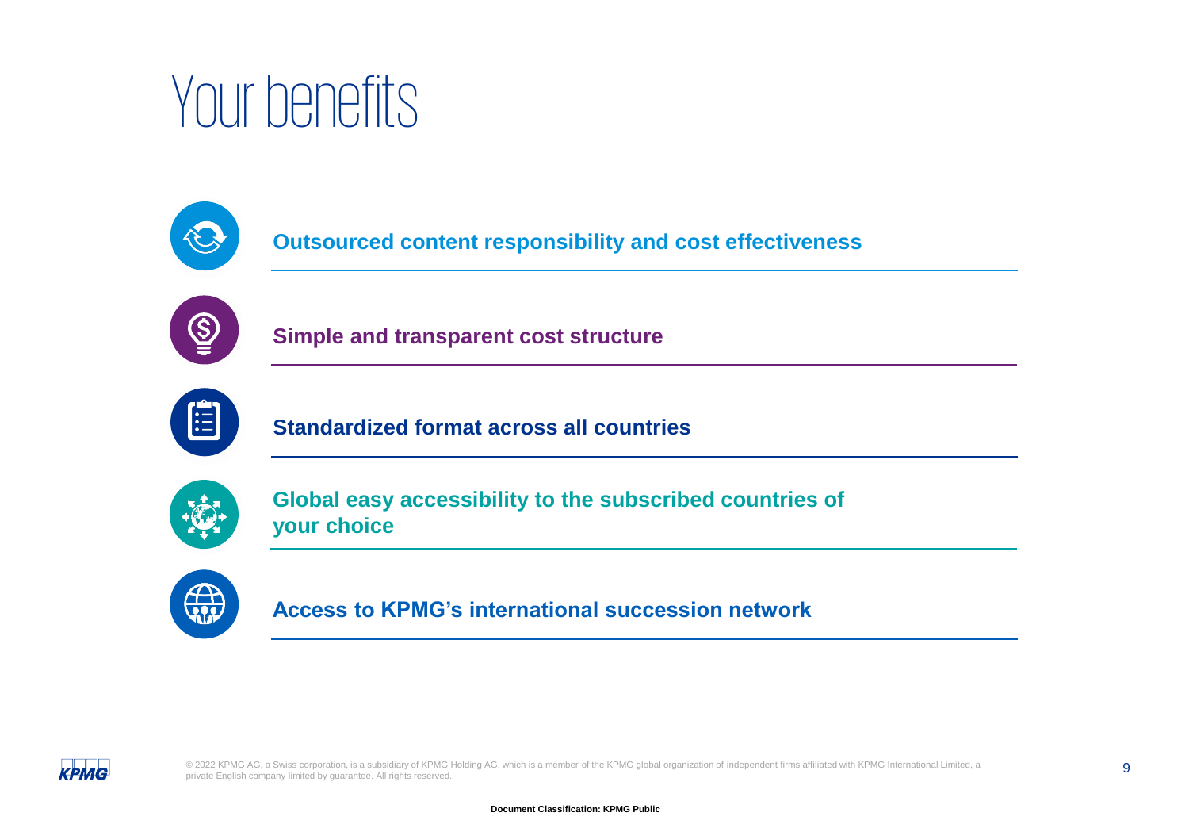# Your benefits

- **Outsourced content responsibility and cost effectiveness**
- **Simple and transparent cost structure**
- **Standardized format across all countries**
- **Global easy accessibility to the subscribed countries of your choice**
- **Access to KPMG's international succession network**

© 2022 KPMG AG, a Swiss corporation, is a subsidiary of KPMG Holding AG, which is a member of the KPMG global organization of independent firms affiliated with KPMG International Limited, a private English company limited by guarantee. All rights reserved.

**Document Classification: KPMG Public**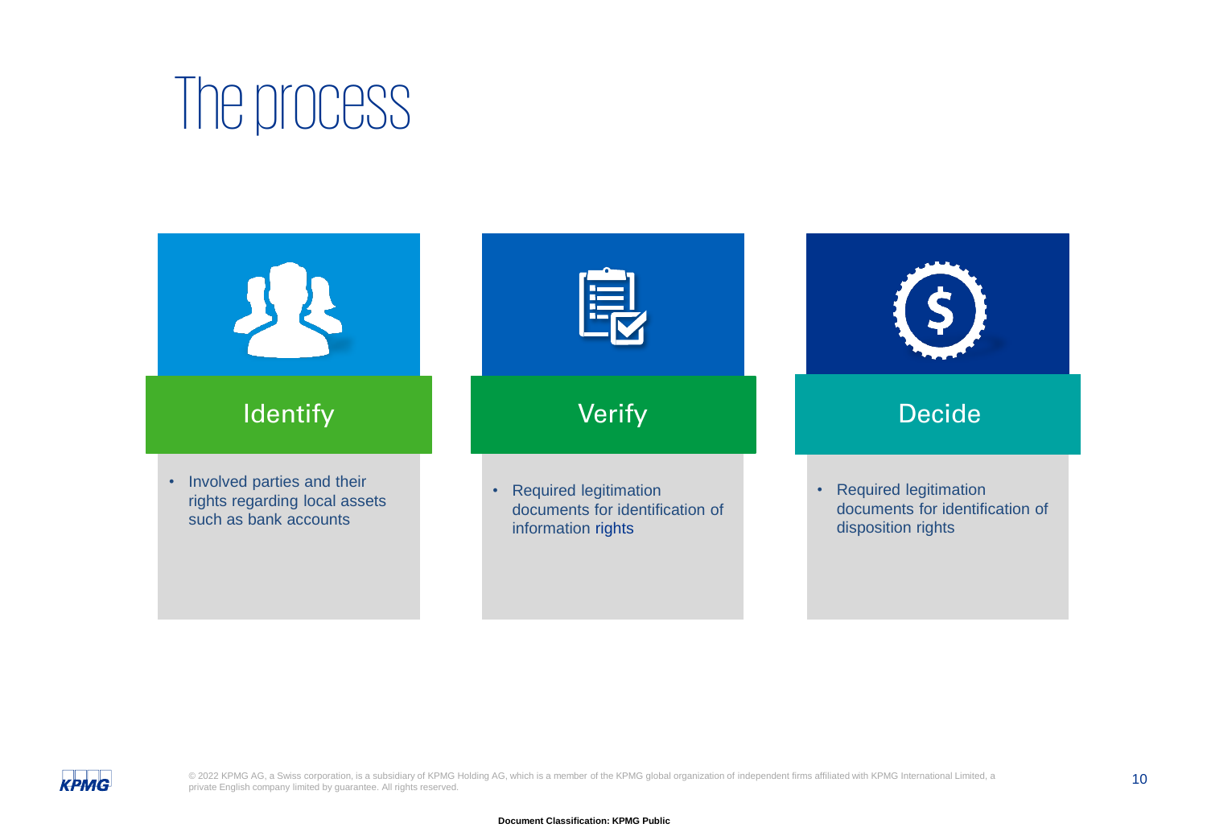# The process

## Identify

- Involved parties and their rights regarding local assets such as bank accounts

## Verify

- Required legitimation documents for identification of information rights

## Decide

- Required legitimation documents for identification of disposition rights

© 2022 KPMG AG, a Swiss corporation, is a subsidiary of KPMG Holding AG, which is a member of the KPMG global organization of independent firms affiliated with KPMG International Limited, a private English company limited by guarantee. All rights reserved.

**Document Classification: KPMG Public**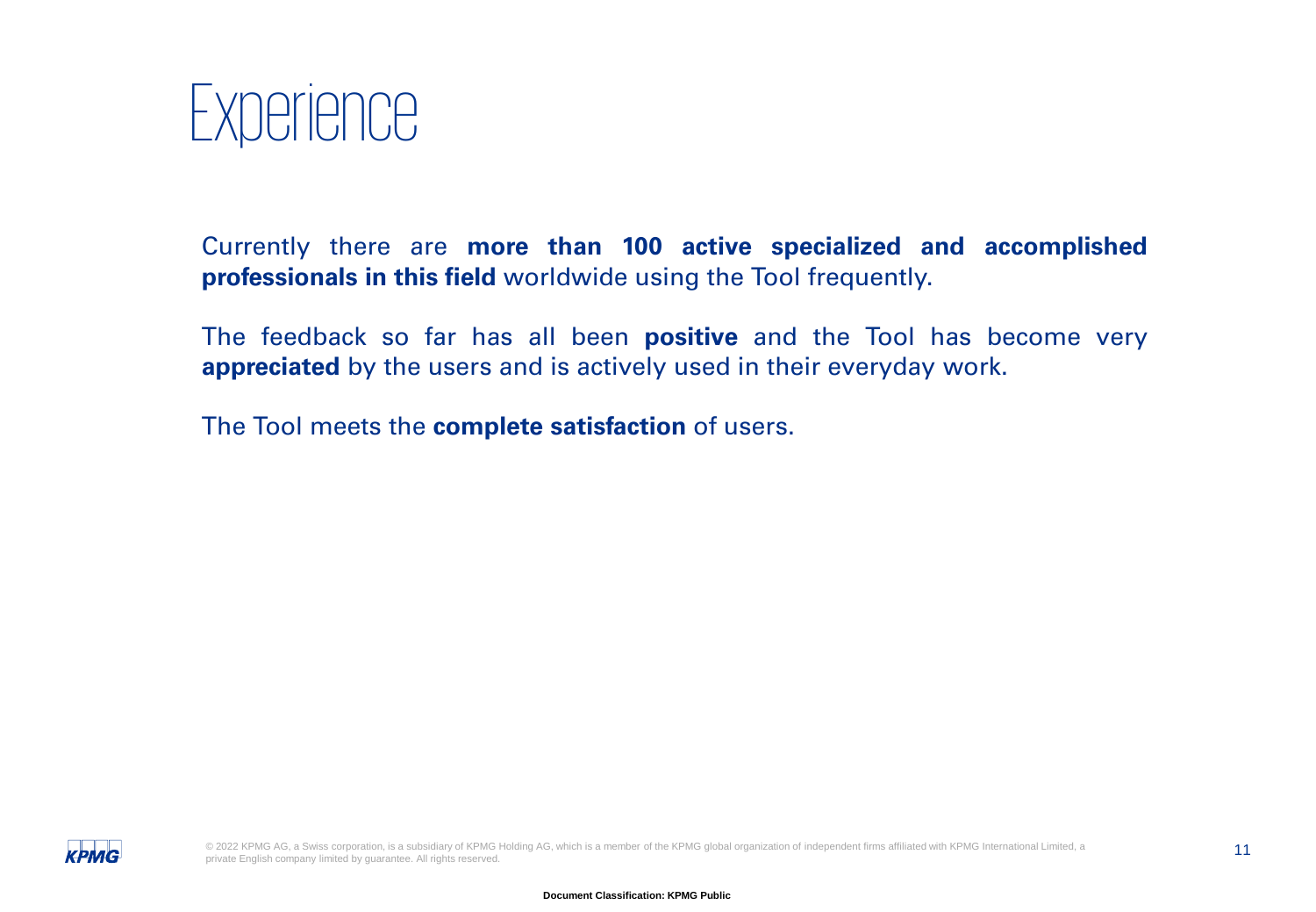# Experience

Currently there are **more than 100 active specialized and accomplished professionals in this field** worldwide using the Tool frequently.

The feedback so far has all been **positive** and the Tool has become very **appreciated** by the users and is actively used in their everyday work.

The Tool meets the **complete satisfaction** of users.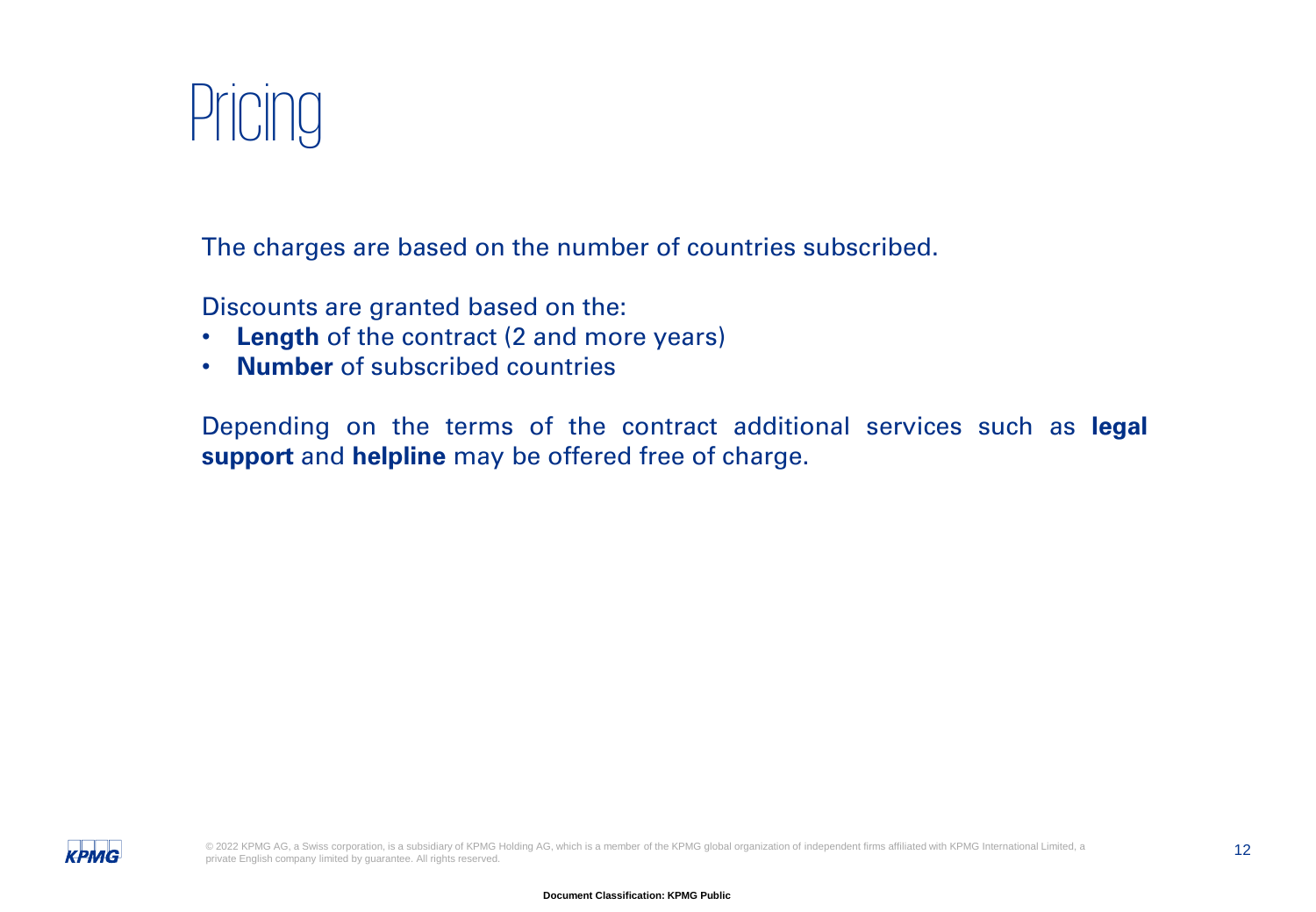# Pricing

The charges are based on the number of countries subscribed.

Discounts are granted based on the:

- **Length** of the contract (2 and more years)
- **Number** of subscribed countries

Depending on the terms of the contract additional services such as **legal support** and **helpline** may be offered free of charge.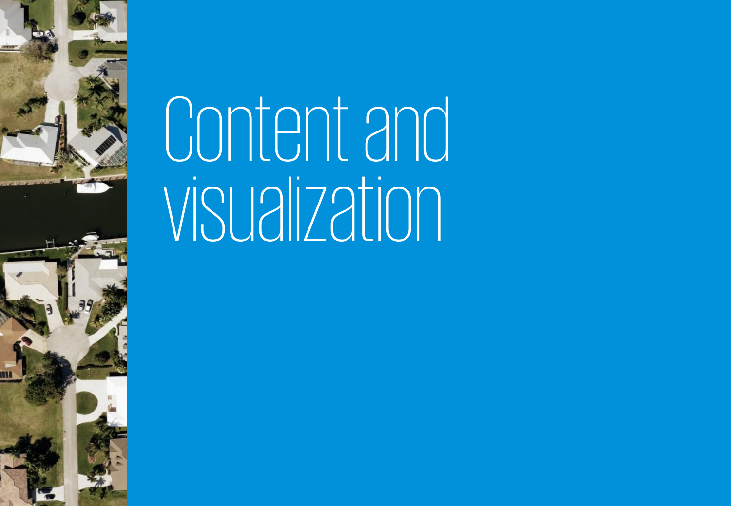# Content and visualization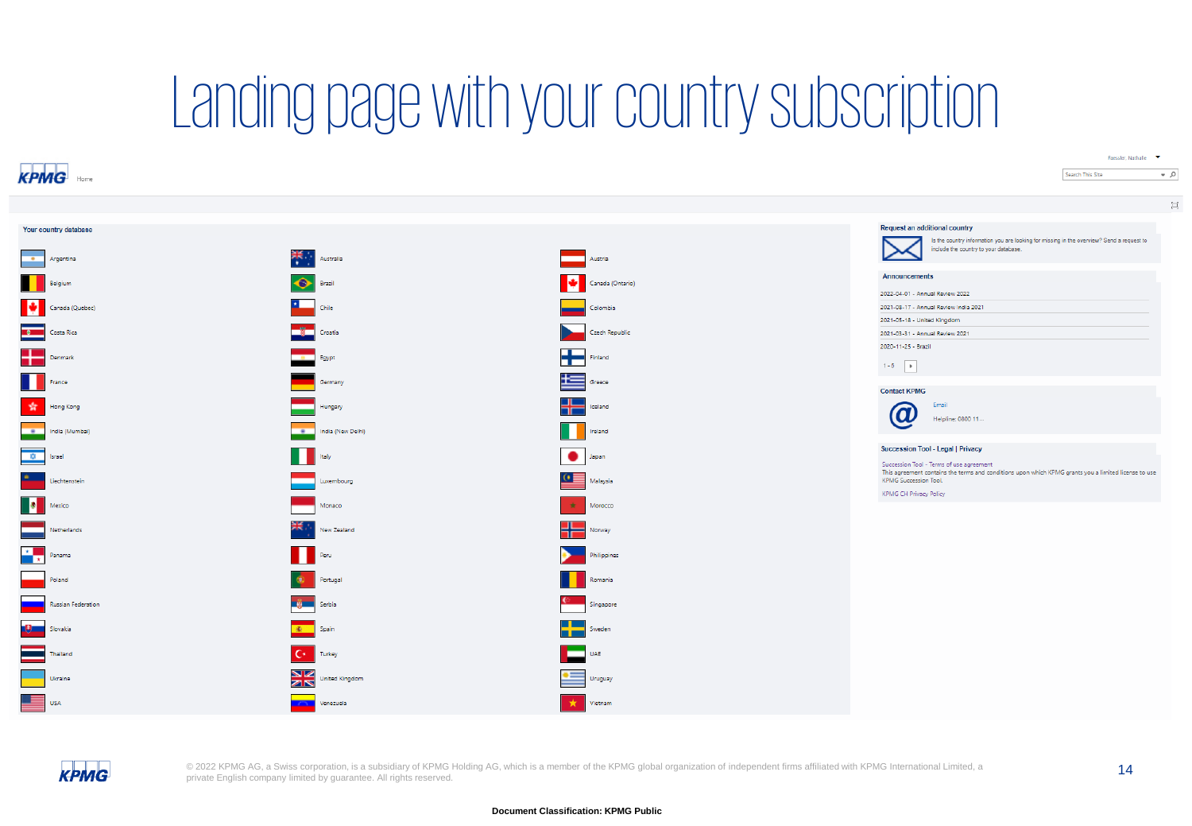# Landing page with your country subscription

Home

Search This Site

**Your country database**

| | | |
|---|---|---|
| Argentina | Australia | Austria |
| Belgium | Brazil | Canada (Ontario) |
| Canada (Quebec) | Chile | Colombia |
| Costa Rica | Croatia | Czech Republic |
| Denmark | Egypt | Finland |
| France | Germany | Greece |
| Hong Kong | Hungary | Iceland |
| India (Mumbai) | India (New Delhi) | Ireland |
| Israel | Italy | Japan |
| Liechtenstein | Luxembourg | Malaysia |
| Mexico | Monaco | Morocco |
| Netherlands | New Zealand | Norway |
| Panama | Peru | Philippines |
| Poland | Portugal | Romania |
| Russian Federation | Serbia | Singapore |
| Slovakia | Spain | Sweden |
| Thailand | Turkey | UAE |
| Ukraine | United Kingdom | Uruguay |
| USA | Venezuela | Vietnam |

**Request an additional country**

Is the country information you are looking for missing in the overview? Send a request to include the country to your database.

**Announcements**

- 2022-04-01 - Annual Review 2022
- 2021-08-17 - Annual Review India 2021
- 2021-05-18 - United Kingdom
- 2021-03-31 - Annual Review 2021
- 2020-11-25 - Brazil

1 - 5

**Contact KPMG**

Email

Helpline: 0800 11...

**Succession Tool - Legal | Privacy**

Succession Tool - Terms of use agreement
This agreement contains the terms and conditions upon which KPMG grants you a limited license to use KPMG Succession Tool.

KPMG CH Privacy Policy

© 2022 KPMG AG, a Swiss corporation, is a subsidiary of KPMG Holding AG, which is a member of the KPMG global organization of independent firms affiliated with KPMG International Limited, a private English company limited by guarantee. All rights reserved.

**Document Classification: KPMG Public**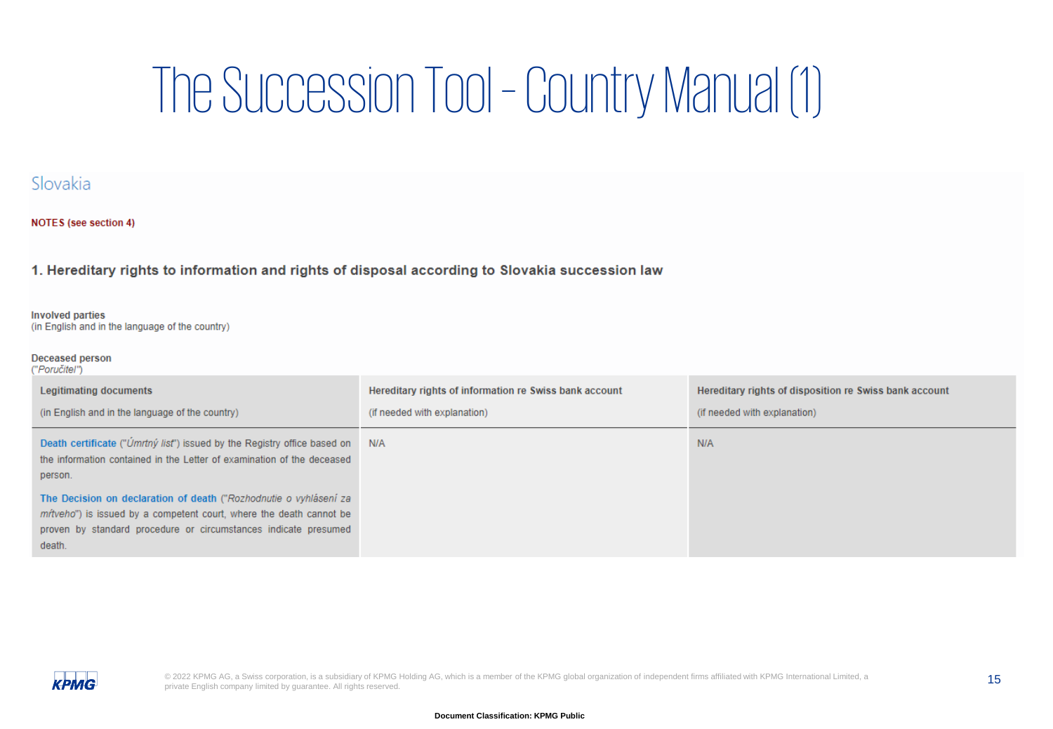# The Succession Tool - Country Manual (1)

## Slovakia

**NOTES (see section 4)**

### 1. Hereditary rights to information and rights of disposal according to Slovakia succession law

**Involved parties**
(in English and in the language of the country)

**Deceased person**
(*"Poručiteľ"*)

| Legitimating documents (in English and in the language of the country) | Hereditary rights of information re Swiss bank account (if needed with explanation) | Hereditary rights of disposition re Swiss bank account (if needed with explanation) |
|---|---|---|
| **Death certificate** ("*Úmrtný list*") issued by the Registry office based on the information contained in the Letter of examination of the deceased person.<br><br>**The Decision on declaration of death** ("*Rozhodnutie o vyhlásení za mŕtveho*") is issued by a competent court, where the death cannot be proven by standard procedure or circumstances indicate presumed death. | N/A | N/A |

© 2022 KPMG AG, a Swiss corporation, is a subsidiary of KPMG Holding AG, which is a member of the KPMG global organization of independent firms affiliated with KPMG International Limited, a private English company limited by guarantee. All rights reserved.

**Document Classification: KPMG Public**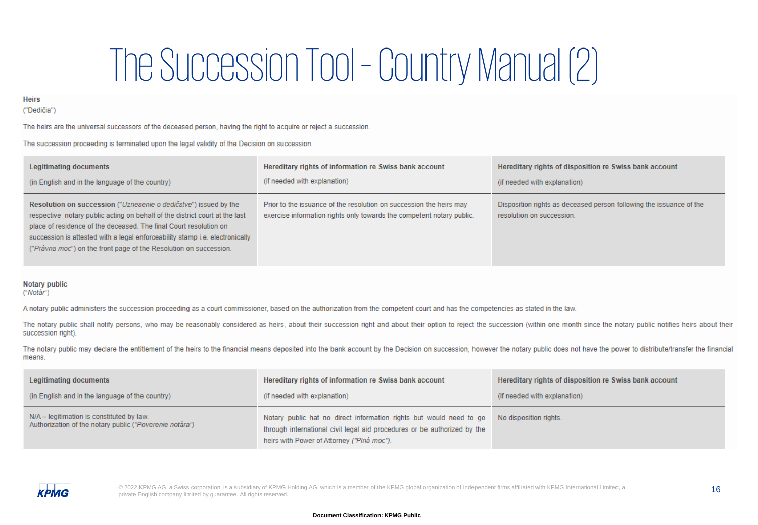# The Succession Tool - Country Manual (2)

**Heirs**
("Dedičia")

The heirs are the universal successors of the deceased person, having the right to acquire or reject a succession.

The succession proceeding is terminated upon the legal validity of the Decision on succession.

| **Legitimating documents** (in English and in the language of the country) | **Hereditary rights of information re Swiss bank account** (if needed with explanation) | **Hereditary rights of disposition re Swiss bank account** (if needed with explanation) |
|---|---|---|
| **Resolution on succession** (*"Uznesenie o dedičstve"*) issued by the respective notary public acting on behalf of the district court at the last place of residence of the deceased. The final Court resolution on succession is attested with a legal enforceability stamp i.e. electronically (*"Právna moc"*) on the front page of the Resolution on succession. | Prior to the issuance of the resolution on succession the heirs may exercise information rights only towards the competent notary public. | Disposition rights as deceased person following the issuance of the resolution on succession. |

**Notary public**
(*"Notár"*)

A notary public administers the succession proceeding as a court commissioner, based on the authorization from the competent court and has the competencies as stated in the law.

The notary public shall notify persons, who may be reasonably considered as heirs, about their succession right and about their option to reject the succession (within one month since the notary public notifies heirs about their succession right).

The notary public may declare the entitlement of the heirs to the financial means deposited into the bank account by the Decision on succession, however the notary public does not have the power to distribute/transfer the financial means.

| **Legitimating documents** (in English and in the language of the country) | **Hereditary rights of information re Swiss bank account** (if needed with explanation) | **Hereditary rights of disposition re Swiss bank account** (if needed with explanation) |
|---|---|---|
| N/A – legitimation is constituted by law. Authorization of the notary public (*"Poverenie notára"*) | Notary public hat no direct information rights but would need to go through international civil legal aid procedures or be authorized by the heirs with Power of Attorney *("Plná moc")*. | No disposition rights. |

© 2022 KPMG AG, a Swiss corporation, is a subsidiary of KPMG Holding AG, which is a member of the KPMG global organization of independent firms affiliated with KPMG International Limited, a private English company limited by guarantee. All rights reserved.

**Document Classification: KPMG Public**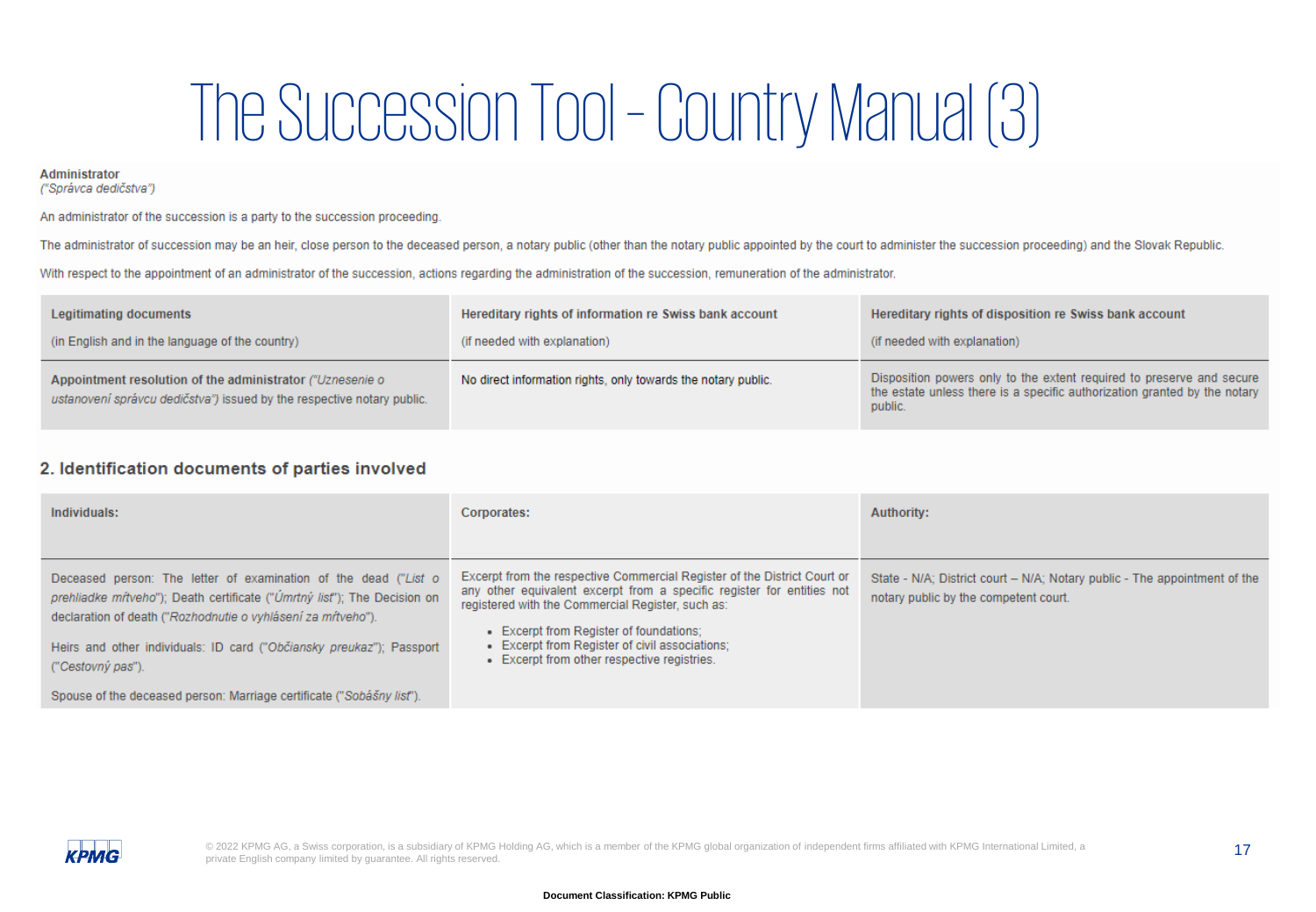# The Succession Tool - Country Manual (3)

**Administrator**
*("Správca dedičstva")*

An administrator of the succession is a party to the succession proceeding.

The administrator of succession may be an heir, close person to the deceased person, a notary public (other than the notary public appointed by the court to administer the succession proceeding) and the Slovak Republic.

With respect to the appointment of an administrator of the succession, actions regarding the administration of the succession, remuneration of the administrator.

| **Legitimating documents**<br>(in English and in the language of the country) | **Hereditary rights of information re Swiss bank account**<br>(if needed with explanation) | **Hereditary rights of disposition re Swiss bank account**<br>(if needed with explanation) |
|---|---|---|
| **Appointment resolution of the administrator** *("Uznesenie o ustanovení správcu dedičstva")* issued by the respective notary public. | No direct information rights, only towards the notary public. | Disposition powers only to the extent required to preserve and secure the estate unless there is a specific authorization granted by the notary public. |

## 2. Identification documents of parties involved

| **Individuals:** | **Corporates:** | **Authority:** |
|---|---|---|
| Deceased person: The letter of examination of the dead (*"List o prehliadke mŕtveho"*); Death certificate (*"Úmrtný list"*); The Decision on declaration of death (*"Rozhodnutie o vyhlásení za mŕtveho"*).<br><br>Heirs and other individuals: ID card (*"Občiansky preukaz"*); Passport (*"Cestovný pas"*).<br><br>Spouse of the deceased person: Marriage certificate (*"Sobášny list"*). | Excerpt from the respective Commercial Register of the District Court or any other equivalent excerpt from a specific register for entities not registered with the Commercial Register, such as:<br>• Excerpt from Register of foundations;<br>• Excerpt from Register of civil associations;<br>• Excerpt from other respective registries. | State - N/A; District court – N/A; Notary public - The appointment of the notary public by the competent court. |

© 2022 KPMG AG, a Swiss corporation, is a subsidiary of KPMG Holding AG, which is a member of the KPMG global organization of independent firms affiliated with KPMG International Limited, a private English company limited by guarantee. All rights reserved.

**Document Classification: KPMG Public**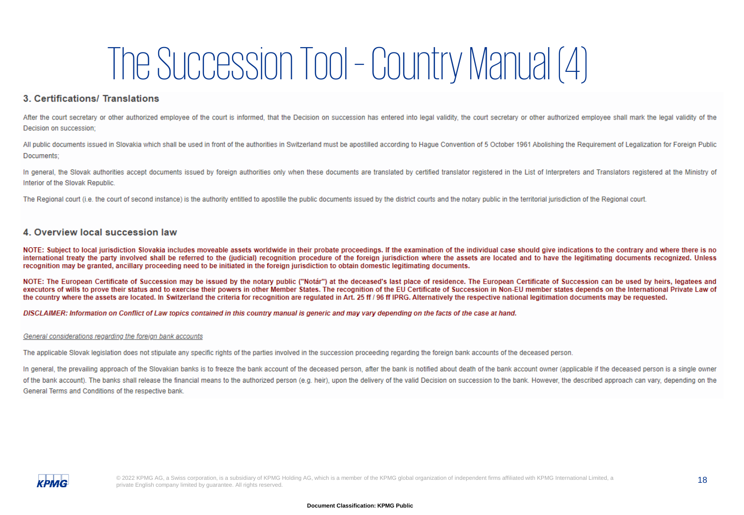# The Succession Tool - Country Manual (4)

## 3. Certifications/ Translations

After the court secretary or other authorized employee of the court is informed, that the Decision on succession has entered into legal validity, the court secretary or other authorized employee shall mark the legal validity of the Decision on succession;

All public documents issued in Slovakia which shall be used in front of the authorities in Switzerland must be apostilled according to Hague Convention of 5 October 1961 Abolishing the Requirement of Legalization for Foreign Public Documents;

In general, the Slovak authorities accept documents issued by foreign authorities only when these documents are translated by certified translator registered in the List of Interpreters and Translators registered at the Ministry of Interior of the Slovak Republic.

The Regional court (i.e. the court of second instance) is the authority entitled to apostille the public documents issued by the district courts and the notary public in the territorial jurisdiction of the Regional court.

## 4. Overview local succession law

**NOTE: Subject to local jurisdiction Slovakia includes moveable assets worldwide in their probate proceedings. If the examination of the individual case should give indications to the contrary and where there is no international treaty the party involved shall be referred to the (judicial) recognition procedure of the foreign jurisdiction where the assets are located and to have the legitimating documents recognized. Unless recognition may be granted, ancillary proceeding need to be initiated in the foreign jurisdiction to obtain domestic legitimating documents.**

**NOTE: The European Certificate of Succession may be issued by the notary public ("Notár") at the deceased's last place of residence. The European Certificate of Succession can be used by heirs, legatees and executors of wills to prove their status and to exercise their powers in other Member States. The recognition of the EU Certificate of Succession in Non-EU member states depends on the International Private Law of the country where the assets are located. In Switzerland the criteria for recognition are regulated in Art. 25 ff / 96 ff IPRG. Alternatively the respective national legitimation documents may be requested.**

***DISCLAIMER: Information on Conflict of Law topics contained in this country manual is generic and may vary depending on the facts of the case at hand.***

*General considerations regarding the foreign bank accounts*

The applicable Slovak legislation does not stipulate any specific rights of the parties involved in the succession proceeding regarding the foreign bank accounts of the deceased person.

In general, the prevailing approach of the Slovakian banks is to freeze the bank account of the deceased person, after the bank is notified about death of the bank account owner (applicable if the deceased person is a single owner of the bank account). The banks shall release the financial means to the authorized person (e.g. heir), upon the delivery of the valid Decision on succession to the bank. However, the described approach can vary, depending on the General Terms and Conditions of the respective bank.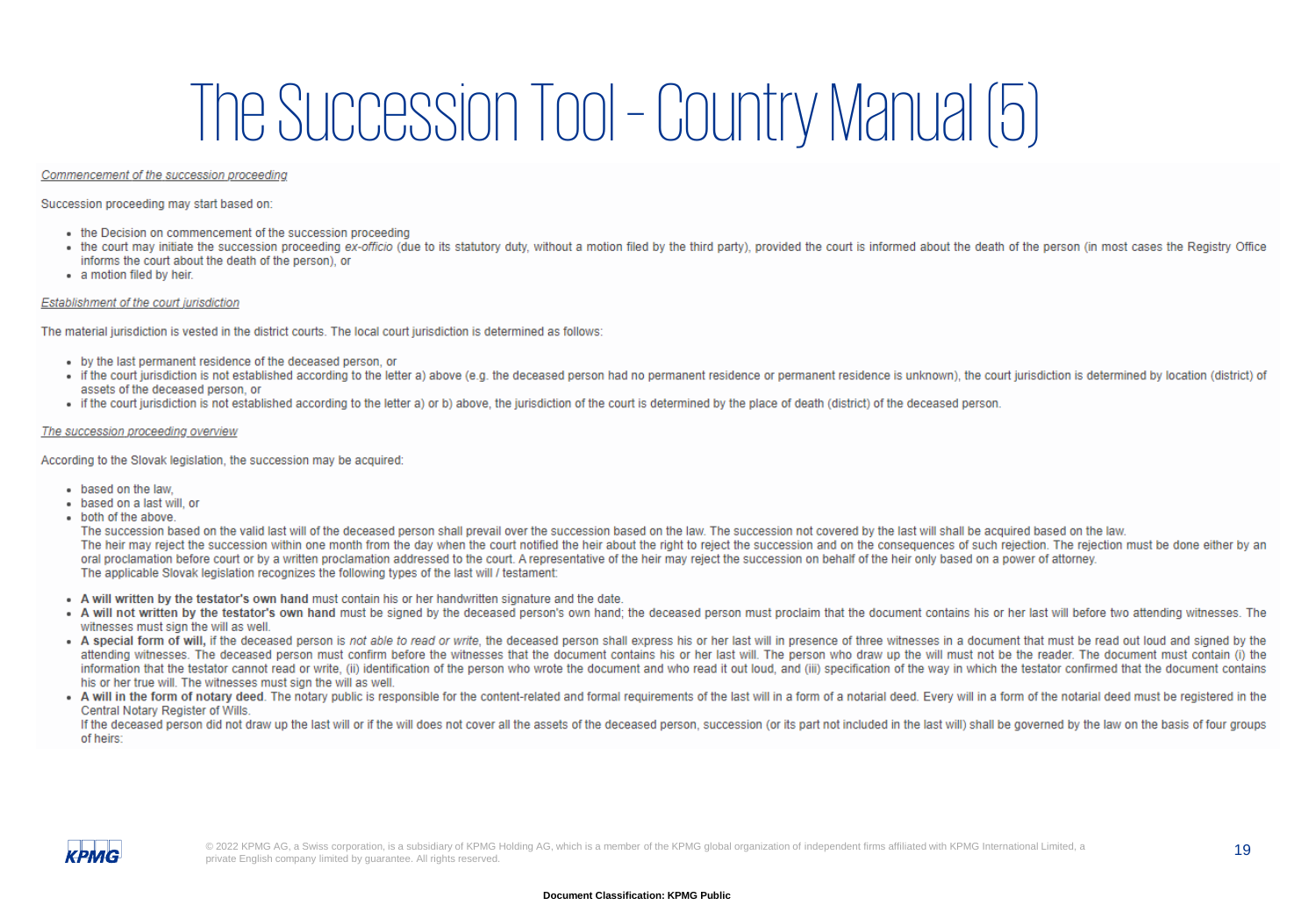# The Succession Tool - Country Manual (5)

*Commencement of the succession proceeding*

Succession proceeding may start based on:

- the Decision on commencement of the succession proceeding
- the court may initiate the succession proceeding *ex-officio* (due to its statutory duty, without a motion filed by the third party), provided the court is informed about the death of the person (in most cases the Registry Office informs the court about the death of the person), or
- a motion filed by heir.

*Establishment of the court jurisdiction*

The material jurisdiction is vested in the district courts. The local court jurisdiction is determined as follows:

- by the last permanent residence of the deceased person, or
- if the court jurisdiction is not established according to the letter a) above (e.g. the deceased person had no permanent residence or permanent residence is unknown), the court jurisdiction is determined by location (district) of assets of the deceased person, or
- if the court jurisdiction is not established according to the letter a) or b) above, the jurisdiction of the court is determined by the place of death (district) of the deceased person.

*The succession proceeding overview*

According to the Slovak legislation, the succession may be acquired:

- based on the law,
- based on a last will, or
- both of the above.

  The succession based on the valid last will of the deceased person shall prevail over the succession based on the law. The succession not covered by the last will shall be acquired based on the law.
  The heir may reject the succession within one month from the day when the court notified the heir about the right to reject the succession and on the consequences of such rejection. The rejection must be done either by an oral proclamation before court or by a written proclamation addressed to the court. A representative of the heir may reject the succession on behalf of the heir only based on a power of attorney.
  The applicable Slovak legislation recognizes the following types of the last will / testament:

- **A will written by the testator's own hand** must contain his or her handwritten signature and the date.
- **A will not written by the testator's own hand** must be signed by the deceased person's own hand; the deceased person must proclaim that the document contains his or her last will before two attending witnesses. The witnesses must sign the will as well.
- **A special form of will,** if the deceased person is *not able to read or write*, the deceased person shall express his or her last will in presence of three witnesses in a document that must be read out loud and signed by the attending witnesses. The deceased person must confirm before the witnesses that the document contains his or her last will. The person who draw up the will must not be the reader. The document must contain (i) the information that the testator cannot read or write, (ii) identification of the person who wrote the document and who read it out loud, and (iii) specification of the way in which the testator confirmed that the document contains his or her true will. The witnesses must sign the will as well.
- **A will in the form of notary deed**. The notary public is responsible for the content-related and formal requirements of the last will in a form of a notarial deed. Every will in a form of the notarial deed must be registered in the Central Notary Register of Wills.

  If the deceased person did not draw up the last will or if the will does not cover all the assets of the deceased person, succession (or its part not included in the last will) shall be governed by the law on the basis of four groups of heirs: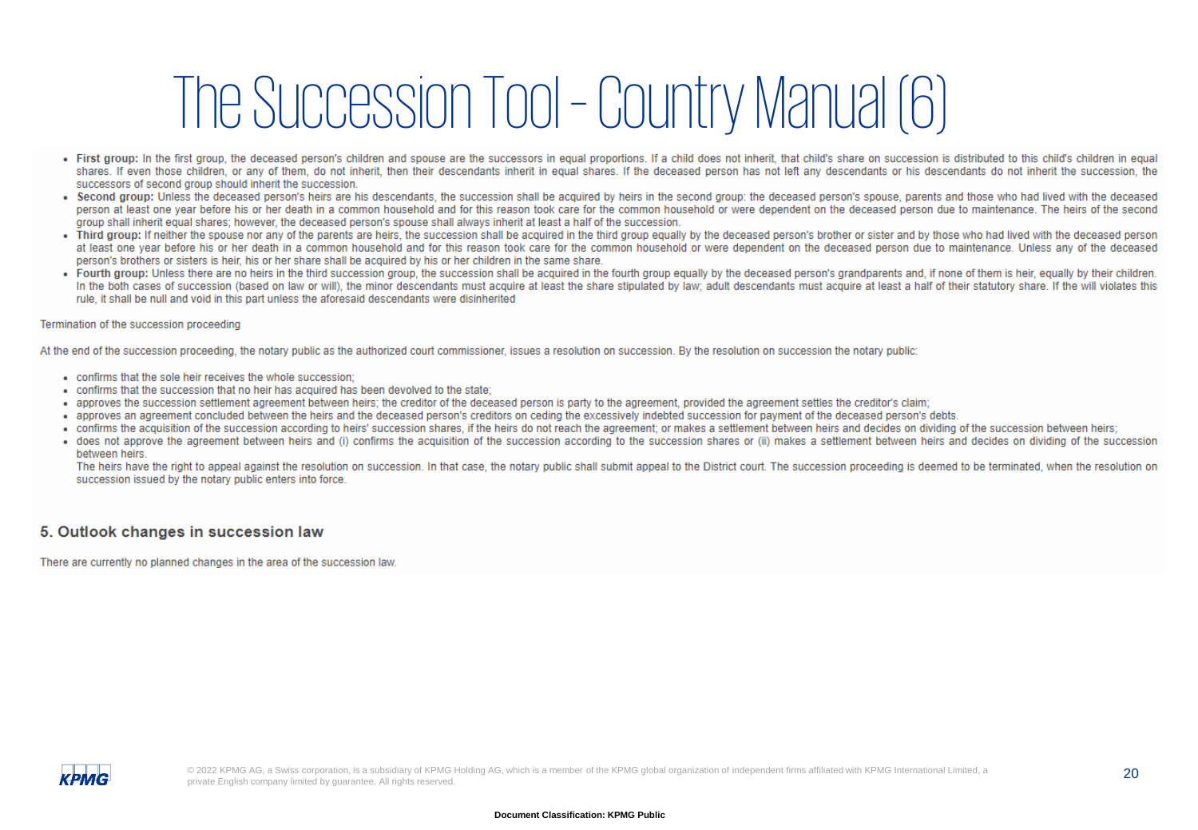# The Succession Tool - Country Manual (6)

- **First group:** In the first group, the deceased person's children and spouse are the successors in equal proportions. If a child does not inherit, that child's share on succession is distributed to this child's children in equal shares. If even those children, or any of them, do not inherit, then their descendants inherit in equal shares. If the deceased person has not left any descendants or his descendants do not inherit the succession, the successors of second group should inherit the succession.
- **Second group:** Unless the deceased person's heirs are his descendants, the succession shall be acquired by heirs in the second group: the deceased person's spouse, parents and those who had lived with the deceased person at least one year before his or her death in a common household and for this reason took care for the common household or were dependent on the deceased person due to maintenance. The heirs of the second group shall inherit equal shares; however, the deceased person's spouse shall always inherit at least a half of the succession.
- **Third group:** If neither the spouse nor any of the parents are heirs, the succession shall be acquired in the third group equally by the deceased person's brother or sister and by those who had lived with the deceased person at least one year before his or her death in a common household and for this reason took care for the common household or were dependent on the deceased person due to maintenance. Unless any of the deceased person's brothers or sisters is heir, his or her share shall be acquired by his or her children in the same share.
- **Fourth group:** Unless there are no heirs in the third succession group, the succession shall be acquired in the fourth group equally by the deceased person's grandparents and, if none of them is heir, equally by their children. In the both cases of succession (based on law or will), the minor descendants must acquire at least the share stipulated by law; adult descendants must acquire at least a half of their statutory share. If the will violates this rule, it shall be null and void in this part unless the aforesaid descendants were disinherited

Termination of the succession proceeding

At the end of the succession proceeding, the notary public as the authorized court commissioner, issues a resolution on succession. By the resolution on succession the notary public:

- confirms that the sole heir receives the whole succession;
- confirms that the succession that no heir has acquired has been devolved to the state;
- approves the succession settlement agreement between heirs; the creditor of the deceased person is party to the agreement, provided the agreement settles the creditor's claim;
- approves an agreement concluded between the heirs and the deceased person's creditors on ceding the excessively indebted succession for payment of the deceased person's debts.
- confirms the acquisition of the succession according to heirs' succession shares, if the heirs do not reach the agreement; or makes a settlement between heirs and decides on dividing of the succession between heirs;
- does not approve the agreement between heirs and (i) confirms the acquisition of the succession according to the succession shares or (ii) makes a settlement between heirs and decides on dividing of the succession between heirs.

  The heirs have the right to appeal against the resolution on succession. In that case, the notary public shall submit appeal to the District court. The succession proceeding is deemed to be terminated, when the resolution on succession issued by the notary public enters into force.

## 5. Outlook changes in succession law

There are currently no planned changes in the area of the succession law.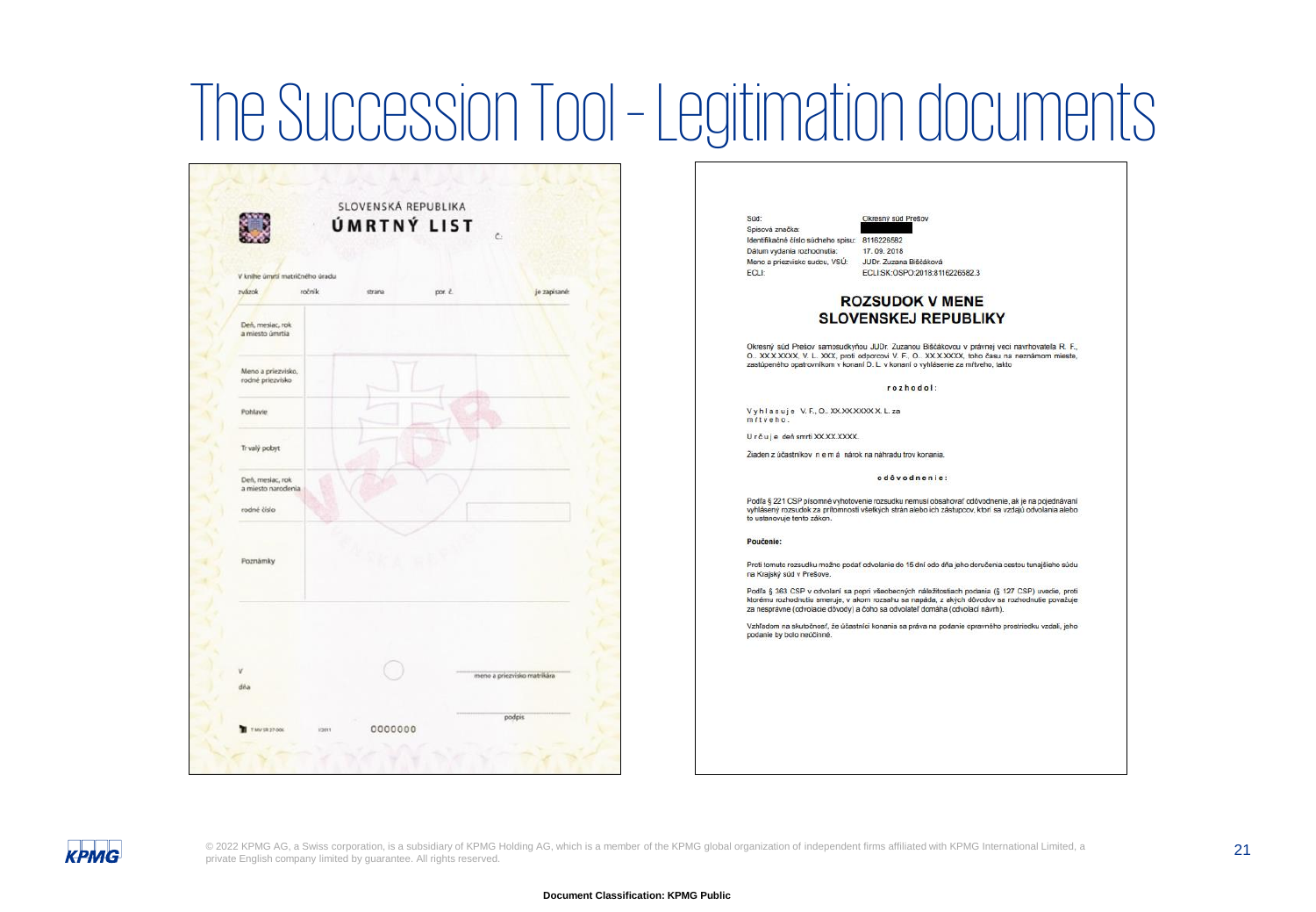# The Succession Tool - Legitimation documents

SLOVENSKÁ REPUBLIKA

**ÚMRTNÝ LIST**

Č.

V knihe úmrtí matričného úradu

| zväzok | ročník | strana | por. č. | je zapísané: |
|---|---|---|---|---|

Deň, mesiac, rok a miesto úmrtia

Meno a priezvisko, rodné priezvisko

Pohlavie

Trvalý pobyt

Deň, mesiac, rok a miesto narodenia

rodné číslo

Poznámky

V

dňa

meno a priezvisko matrikára

podpis

0000000

---

Súd: Okresný súd Prešov
Spisová značka:
Identifikačné číslo súdneho spisu: 8116226582
Dátum vydania rozhodnutia: 17. 09. 2018
Meno a priezvisko sudcu, VSÚ: JUDr. Zuzana Biščáková
ECLI: ECLI:SK:OSPO:2018:8116226582.3

## ROZSUDOK V MENE SLOVENSKEJ REPUBLIKY

Okresný súd Prešov samosudkyňou JUDr. Zuzanou Biščákovou v právnej veci navrhovateľa R. F., O.: XX.X.XXXX, V. L. XXX, proti odporcovi V. F., O.: XX.X.XXXX, toho času na neznámom mieste, zastúpeného opatrovníkom v konaní D. L. v konaní o vyhlásenie za mŕtveho, takto

**r o z h o d o l :**

V y h l a s u j e V. F., O.: XX.XX.XXXX X. L. za m ŕ t v e h o .

U r č u j e deň smrti XX.XX.XXXX.

Žiaden z účastníkov n e m á nárok na náhradu trov konania.

**o d ô v o d n e n i e :**

Podľa § 221 CSP písomné vyhotovenie rozsudku nemusí obsahovať odôvodnenie, ak je na pojednávaní vyhlásený rozsudok za prítomnosti všetkých strán alebo ich zástupcov, ktorí sa vzdajú odvolania alebo to ustanovuje tento zákon.

**Poučenie:**

Proti tomuto rozsudku možno podať odvolanie do 15 dní odo dňa jeho doručenia cestou tunajšieho súdu na Krajský súd v Prešove.

Podľa § 363 CSP v odvolaní sa popri všeobecných náležitostiach podania (§ 127 CSP) uvedie, proti ktorému rozhodnutiu smeruje, v akom rozsahu sa napáda, z akých dôvodov sa rozhodnutie považuje za nesprávne (odvolacie dôvody) a čoho sa odvolateľ domáha (odvolací návrh).

Vzhľadom na skutočnosť, že účastníci konania sa práva na podanie opravného prostriedku vzdali, jeho podanie by bolo neúčinné.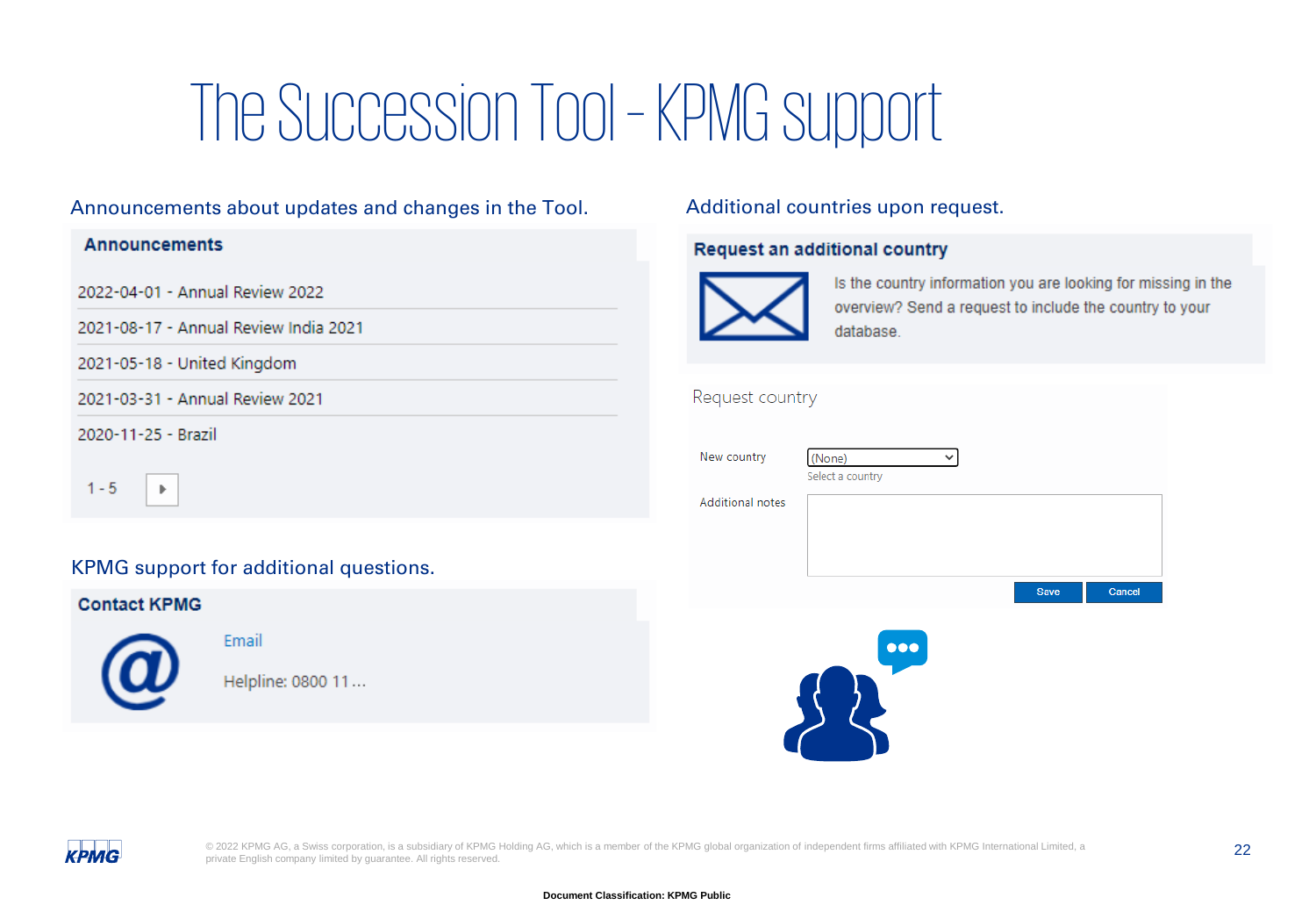# The Succession Tool - KPMG support

Announcements about updates and changes in the Tool.

**Announcements**

2022-04-01 - Annual Review 2022

2021-08-17 - Annual Review India 2021

2021-05-18 - United Kingdom

2021-03-31 - Annual Review 2021

2020-11-25 - Brazil

1 - 5

KPMG support for additional questions.

**Contact KPMG**

Email

Helpline: 0800 11…

Additional countries upon request.

**Request an additional country**

Is the country information you are looking for missing in the overview? Send a request to include the country to your database.

Request country

New country (None)

Select a country

Additional notes

Save Cancel

© 2022 KPMG AG, a Swiss corporation, is a subsidiary of KPMG Holding AG, which is a member of the KPMG global organization of independent firms affiliated with KPMG International Limited, a private English company limited by guarantee. All rights reserved.

Document Classification: KPMG Public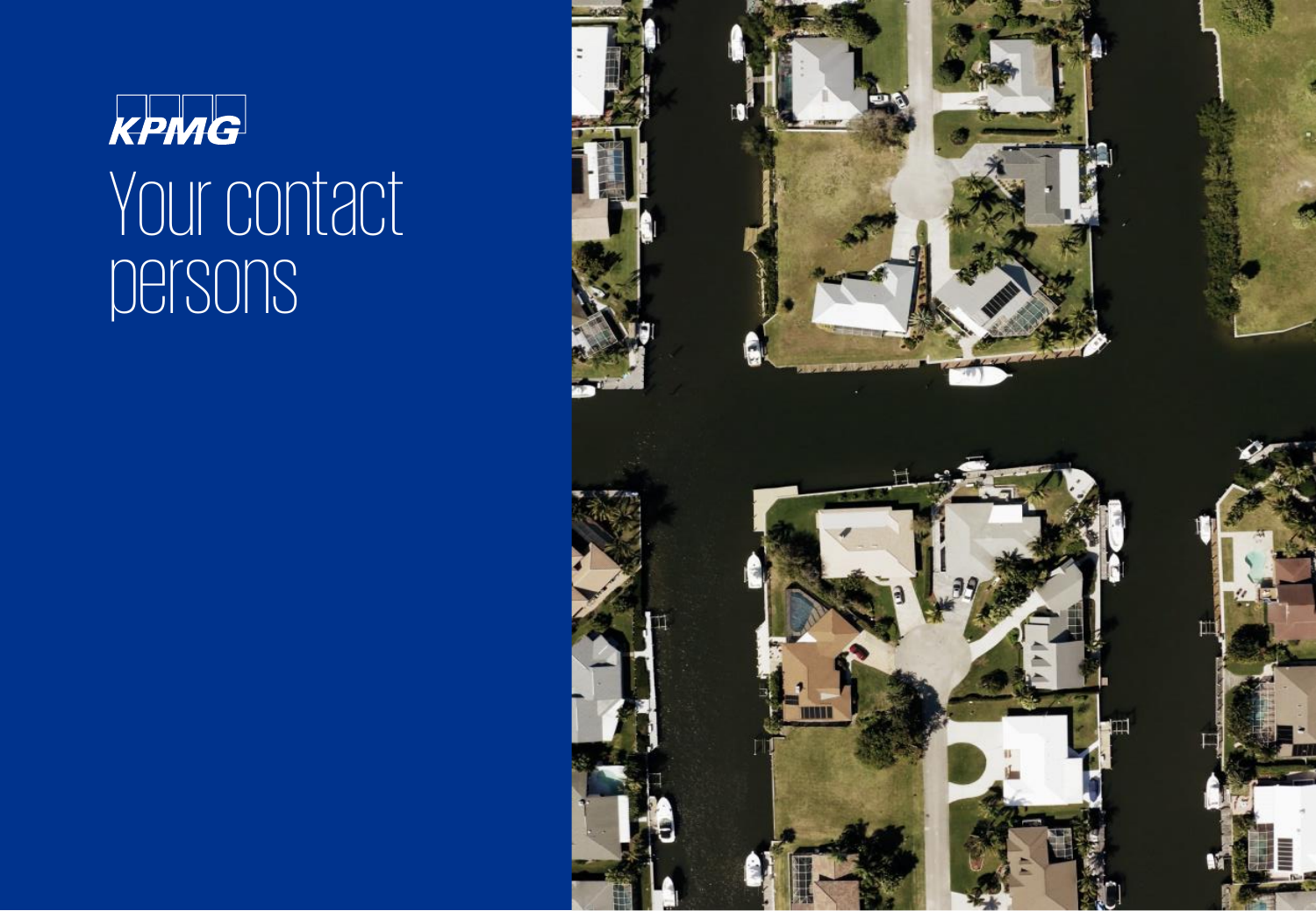KPMG

# Your contact persons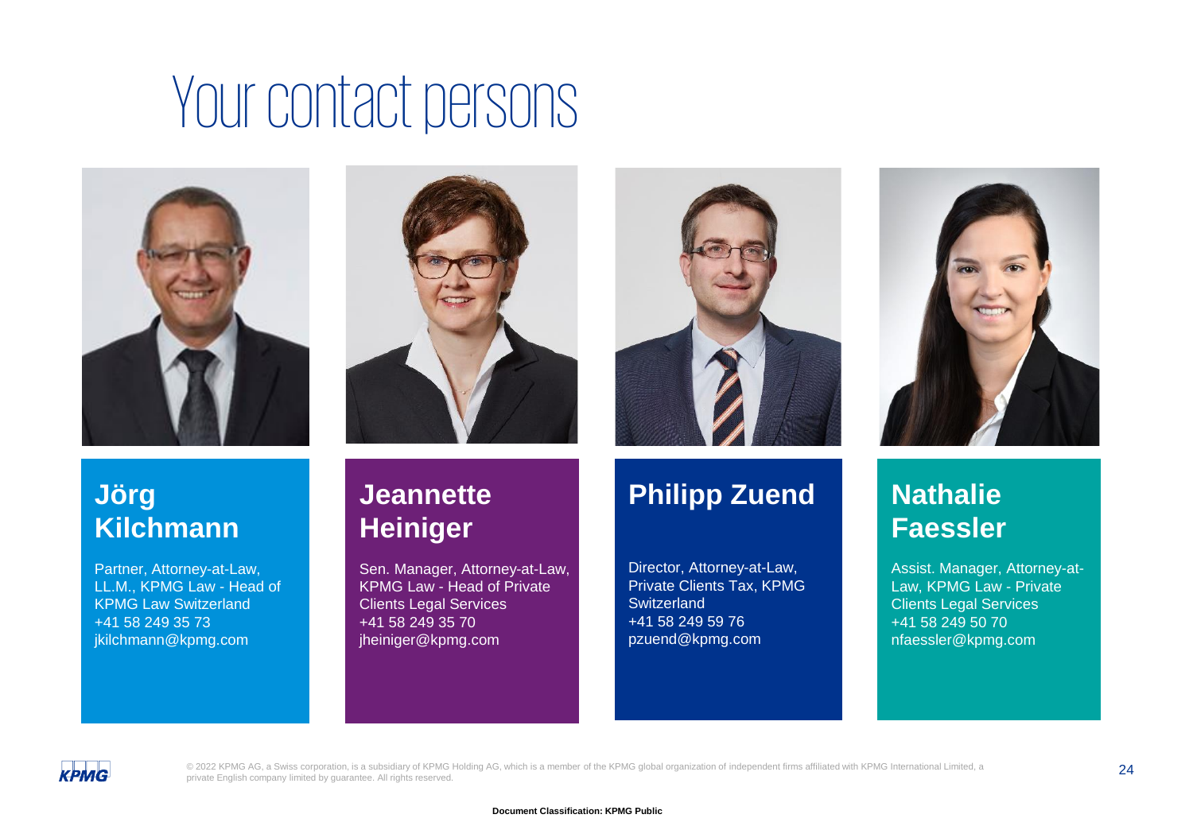# Your contact persons

### Jörg Kilchmann

Partner, Attorney-at-Law, LL.M., KPMG Law - Head of KPMG Law Switzerland
+41 58 249 35 73
jkilchmann@kpmg.com

### Jeannette Heiniger

Sen. Manager, Attorney-at-Law, KPMG Law - Head of Private Clients Legal Services
+41 58 249 35 70
jheiniger@kpmg.com

### Philipp Zuend

Director, Attorney-at-Law, Private Clients Tax, KPMG Switzerland
+41 58 249 59 76
pzuend@kpmg.com

### Nathalie Faessler

Assist. Manager, Attorney-at-Law, KPMG Law - Private Clients Legal Services
+41 58 249 50 70
nfaessler@kpmg.com

© 2022 KPMG AG, a Swiss corporation, is a subsidiary of KPMG Holding AG, which is a member of the KPMG global organization of independent firms affiliated with KPMG International Limited, a private English company limited by guarantee. All rights reserved.

Document Classification: KPMG Public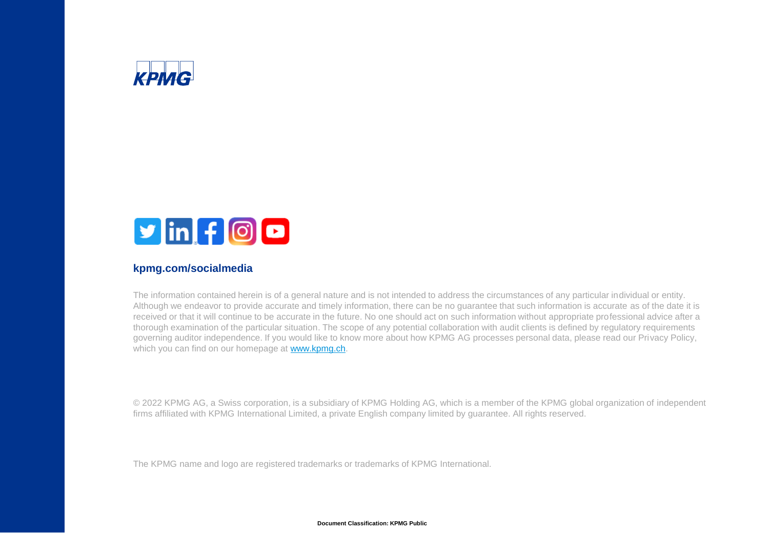**kpmg.com/socialmedia**

The information contained herein is of a general nature and is not intended to address the circumstances of any particular individual or entity. Although we endeavor to provide accurate and timely information, there can be no guarantee that such information is accurate as of the date it is received or that it will continue to be accurate in the future. No one should act on such information without appropriate professional advice after a thorough examination of the particular situation. The scope of any potential collaboration with audit clients is defined by regulatory requirements governing auditor independence. If you would like to know more about how KPMG AG processes personal data, please read our Privacy Policy, which you can find on our homepage at www.kpmg.ch.

© 2022 KPMG AG, a Swiss corporation, is a subsidiary of KPMG Holding AG, which is a member of the KPMG global organization of independent firms affiliated with KPMG International Limited, a private English company limited by guarantee. All rights reserved.

The KPMG name and logo are registered trademarks or trademarks of KPMG International.

**Document Classification: KPMG Public**